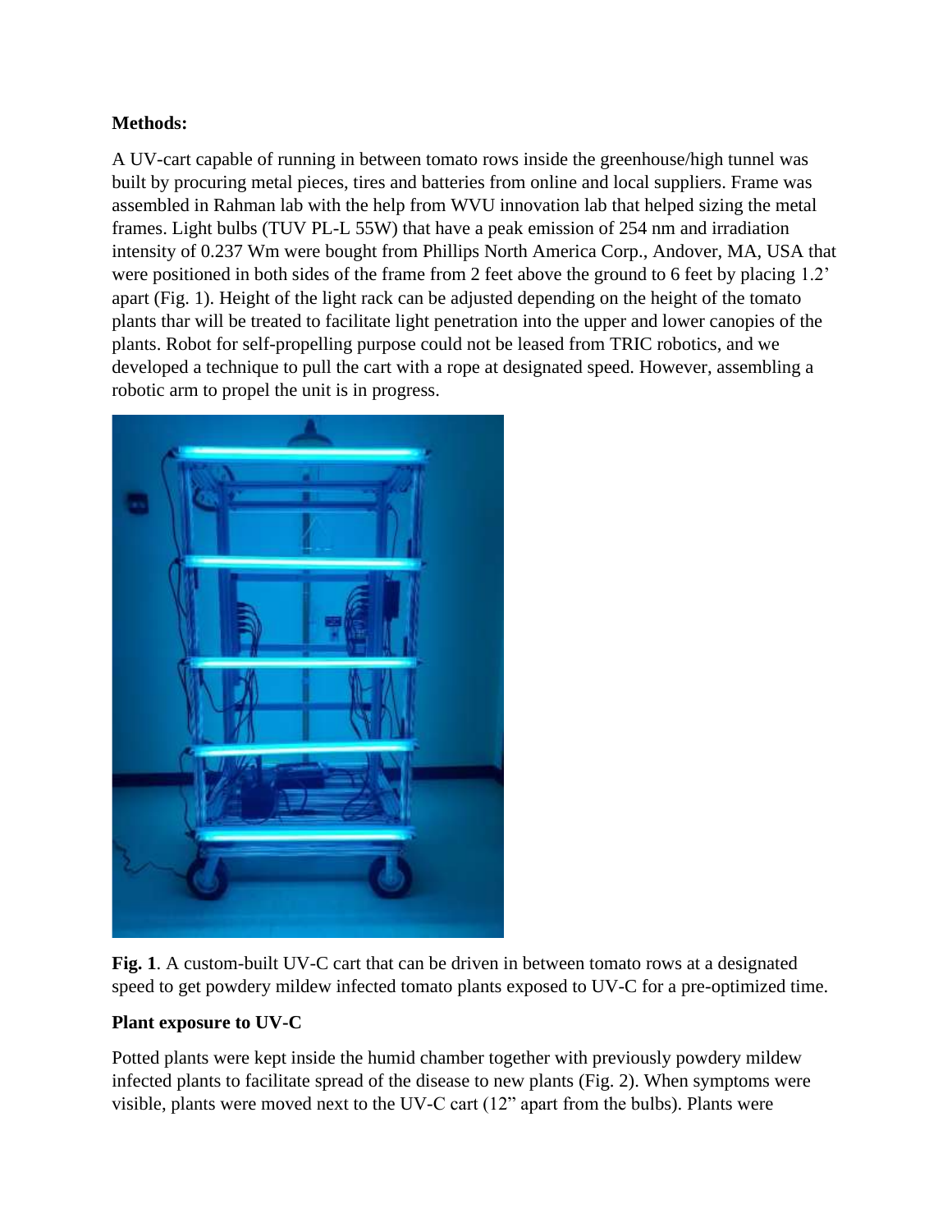**Methods:**

A UV-cart capable of running in between tomato rows inside the greenhouse/high tunnel was built by procuring metal pieces, tires and batteries from online and local suppliers. Frame was assembled in Rahman lab with the help from WVU innovation lab that helped sizing the metal frames. Light bulbs (TUV PL-L 55W) that have a peak emission of 254 nm and irradiation intensity of 0.237 Wm were bought from Phillips North America Corp., Andover, MA, USA that were positioned in both sides of the frame from 2 feet above the ground to 6 feet by placing 1.2' apart (Fig. 1). Height of the light rack can be adjusted depending on the height of the tomato plants thar will be treated to facilitate light penetration into the upper and lower canopies of the plants. Robot for self-propelling purpose could not be leased from TRIC robotics, and we developed a technique to pull the cart with a rope at designated speed. However, assembling a robotic arm to propel the unit is in progress.

**Fig. 1**. A custom-built UV-C cart that can be driven in between tomato rows at a designated speed to get powdery mildew infected tomato plants exposed to UV-C for a pre-optimized time.

**Plant exposure to UV-C**

Potted plants were kept inside the humid chamber together with previously powdery mildew infected plants to facilitate spread of the disease to new plants (Fig. 2). When symptoms were visible, plants were moved next to the UV-C cart (12" apart from the bulbs). Plants were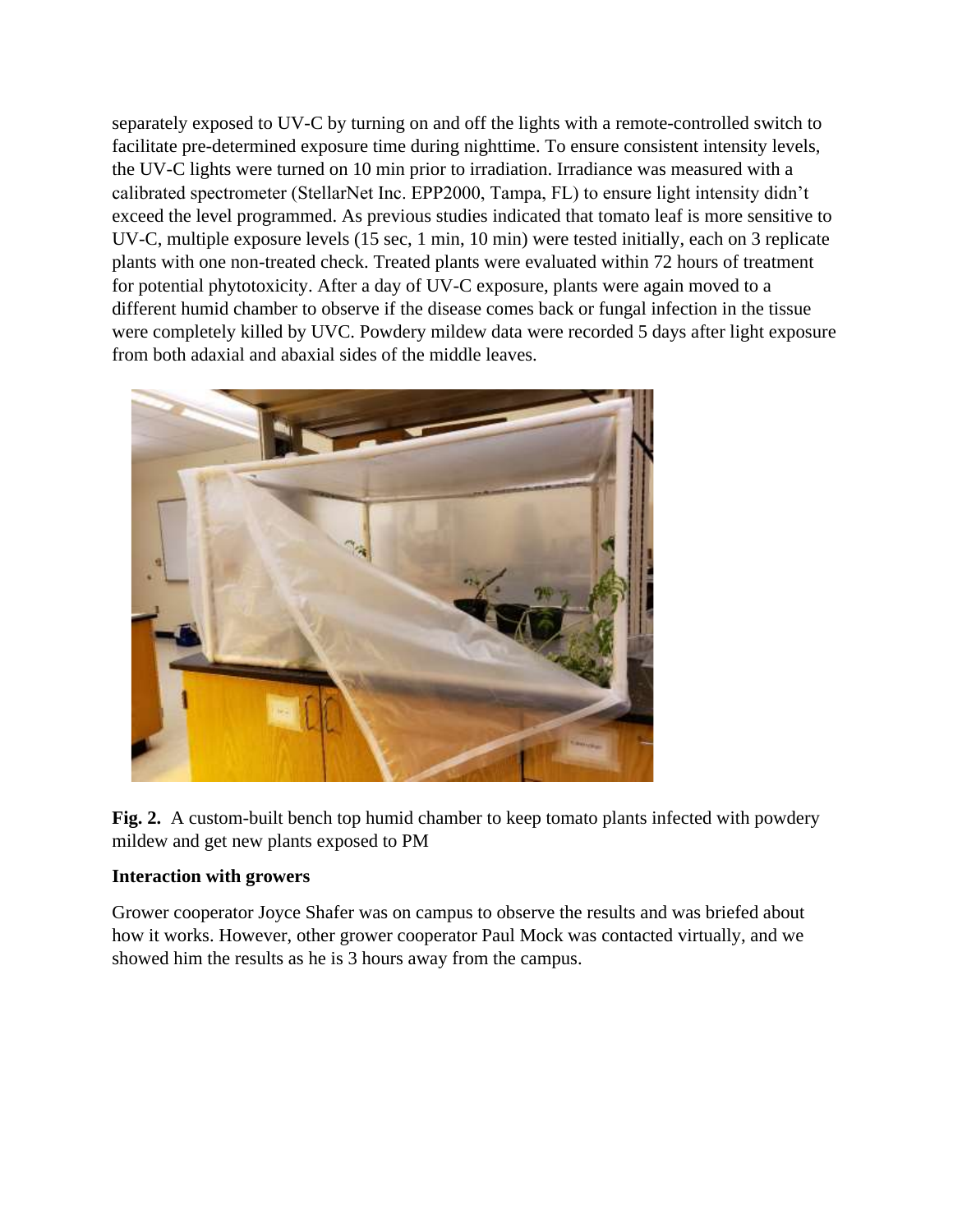separately exposed to UV-C by turning on and off the lights with a remote-controlled switch to facilitate pre-determined exposure time during nighttime. To ensure consistent intensity levels, the UV-C lights were turned on 10 min prior to irradiation. Irradiance was measured with a calibrated spectrometer (StellarNet Inc. EPP2000, Tampa, FL) to ensure light intensity didn't exceed the level programmed. As previous studies indicated that tomato leaf is more sensitive to UV-C, multiple exposure levels (15 sec, 1 min, 10 min) were tested initially, each on 3 replicate plants with one non-treated check. Treated plants were evaluated within 72 hours of treatment for potential phytotoxicity. After a day of UV-C exposure, plants were again moved to a different humid chamber to observe if the disease comes back or fungal infection in the tissue were completely killed by UVC. Powdery mildew data were recorded 5 days after light exposure from both adaxial and abaxial sides of the middle leaves.

**Fig. 2.** A custom-built bench top humid chamber to keep tomato plants infected with powdery mildew and get new plants exposed to PM

**Interaction with growers**

Grower cooperator Joyce Shafer was on campus to observe the results and was briefed about how it works. However, other grower cooperator Paul Mock was contacted virtually, and we showed him the results as he is 3 hours away from the campus.